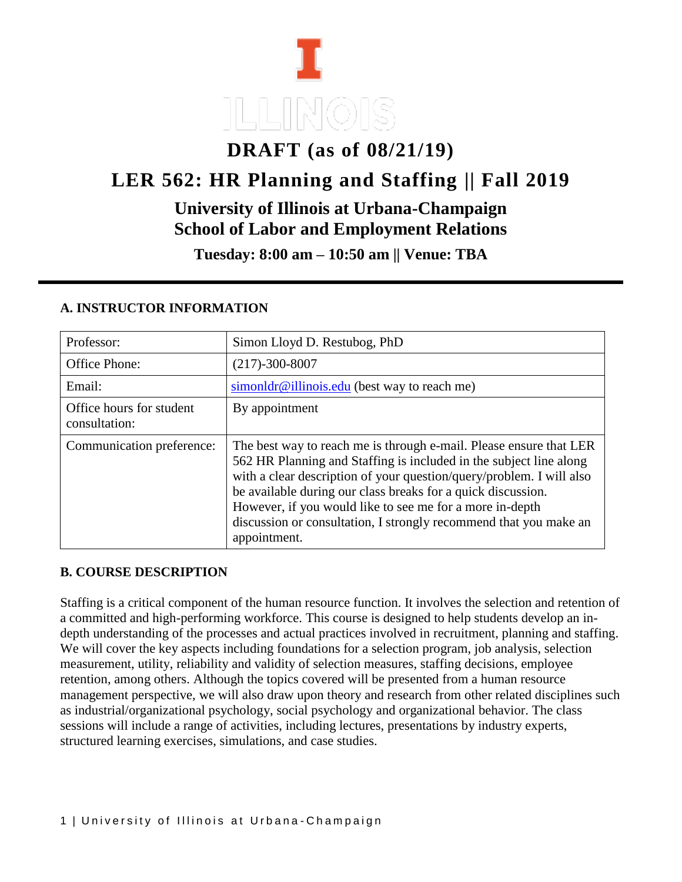# DRAFT (as of 08/21/19)

# LER 562: HR Planning and Staffing || Fall 2019

## University of Illinois at Urbana-Champaign
## School of Labor and Employment Relations

**Tuesday: 8:00 am – 10:50 am || Venue: TBA**

---

### A. INSTRUCTOR INFORMATION

| Professor: | Simon Lloyd D. Restubog, PhD |
|---|---|
| Office Phone: | (217)-300-8007 |
| Email: | simonldr@illinois.edu (best way to reach me) |
| Office hours for student consultation: | By appointment |
| Communication preference: | The best way to reach me is through e-mail. Please ensure that LER 562 HR Planning and Staffing is included in the subject line along with a clear description of your question/query/problem. I will also be available during our class breaks for a quick discussion. However, if you would like to see me for a more in-depth discussion or consultation, I strongly recommend that you make an appointment. |

### B. COURSE DESCRIPTION

Staffing is a critical component of the human resource function. It involves the selection and retention of a committed and high-performing workforce. This course is designed to help students develop an in-depth understanding of the processes and actual practices involved in recruitment, planning and staffing. We will cover the key aspects including foundations for a selection program, job analysis, selection measurement, utility, reliability and validity of selection measures, staffing decisions, employee retention, among others. Although the topics covered will be presented from a human resource management perspective, we will also draw upon theory and research from other related disciplines such as industrial/organizational psychology, social psychology and organizational behavior. The class sessions will include a range of activities, including lectures, presentations by industry experts, structured learning exercises, simulations, and case studies.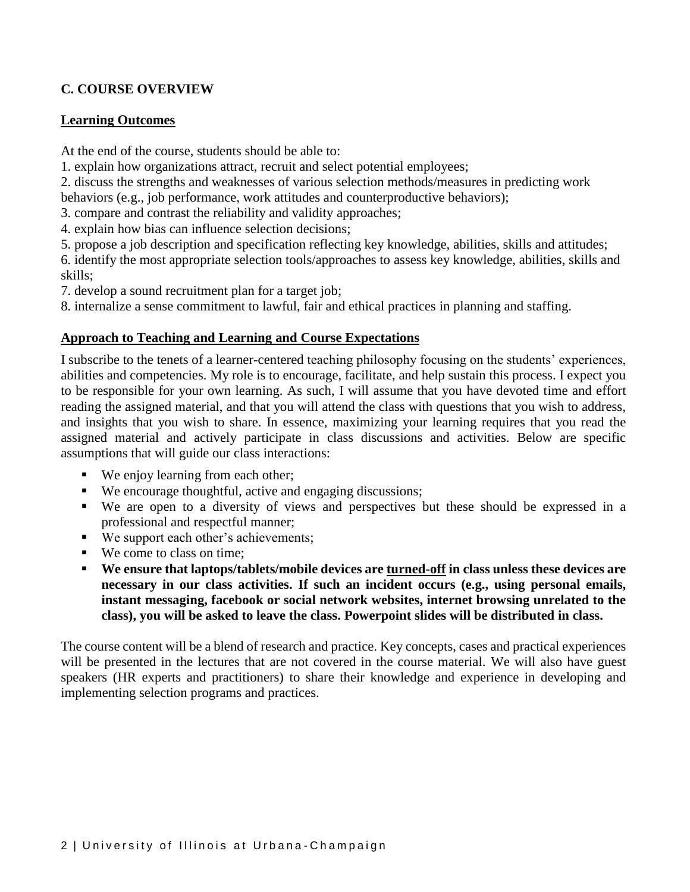## C. COURSE OVERVIEW

### Learning Outcomes

At the end of the course, students should be able to:

1. explain how organizations attract, recruit and select potential employees;
2. discuss the strengths and weaknesses of various selection methods/measures in predicting work behaviors (e.g., job performance, work attitudes and counterproductive behaviors);
3. compare and contrast the reliability and validity approaches;
4. explain how bias can influence selection decisions;
5. propose a job description and specification reflecting key knowledge, abilities, skills and attitudes;
6. identify the most appropriate selection tools/approaches to assess key knowledge, abilities, skills and skills;
7. develop a sound recruitment plan for a target job;
8. internalize a sense commitment to lawful, fair and ethical practices in planning and staffing.

### Approach to Teaching and Learning and Course Expectations

I subscribe to the tenets of a learner-centered teaching philosophy focusing on the students' experiences, abilities and competencies. My role is to encourage, facilitate, and help sustain this process. I expect you to be responsible for your own learning. As such, I will assume that you have devoted time and effort reading the assigned material, and that you will attend the class with questions that you wish to address, and insights that you wish to share. In essence, maximizing your learning requires that you read the assigned material and actively participate in class discussions and activities. Below are specific assumptions that will guide our class interactions:

- We enjoy learning from each other;
- We encourage thoughtful, active and engaging discussions;
- We are open to a diversity of views and perspectives but these should be expressed in a professional and respectful manner;
- We support each other's achievements;
- We come to class on time;
- **We ensure that laptops/tablets/mobile devices are turned-off in class unless these devices are necessary in our class activities. If such an incident occurs (e.g., using personal emails, instant messaging, facebook or social network websites, internet browsing unrelated to the class), you will be asked to leave the class. Powerpoint slides will be distributed in class.**

The course content will be a blend of research and practice. Key concepts, cases and practical experiences will be presented in the lectures that are not covered in the course material. We will also have guest speakers (HR experts and practitioners) to share their knowledge and experience in developing and implementing selection programs and practices.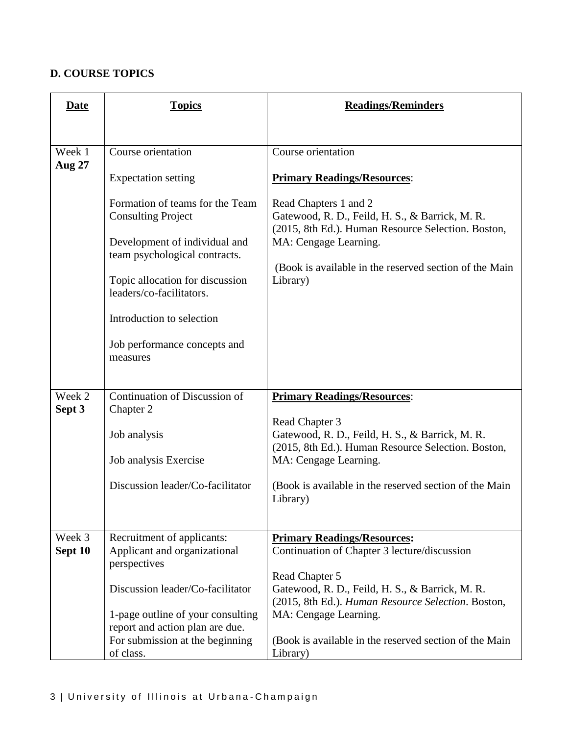**D. COURSE TOPICS**

| Date | Topics | Readings/Reminders |
|---|---|---|
| Week 1 **Aug 27** | Course orientation<br><br>Expectation setting<br><br>Formation of teams for the Team Consulting Project<br><br>Development of individual and team psychological contracts.<br><br>Topic allocation for discussion leaders/co-facilitators.<br><br>Introduction to selection<br><br>Job performance concepts and measures | Course orientation<br><br>**Primary Readings/Resources**:<br><br>Read Chapters 1 and 2<br>Gatewood, R. D., Feild, H. S., & Barrick, M. R. (2015, 8th Ed.). Human Resource Selection. Boston, MA: Cengage Learning.<br><br>(Book is available in the reserved section of the Main Library) |
| Week 2 **Sept 3** | Continuation of Discussion of Chapter 2<br><br>Job analysis<br><br>Job analysis Exercise<br><br>Discussion leader/Co-facilitator | **Primary Readings/Resources**:<br><br>Read Chapter 3<br>Gatewood, R. D., Feild, H. S., & Barrick, M. R. (2015, 8th Ed.). Human Resource Selection. Boston, MA: Cengage Learning.<br><br>(Book is available in the reserved section of the Main Library) |
| Week 3 **Sept 10** | Recruitment of applicants: Applicant and organizational perspectives<br><br>Discussion leader/Co-facilitator<br><br>1-page outline of your consulting report and action plan are due. For submission at the beginning of class. | **Primary Readings/Resources:**<br>Continuation of Chapter 3 lecture/discussion<br><br>Read Chapter 5<br>Gatewood, R. D., Feild, H. S., & Barrick, M. R. (2015, 8th Ed.). *Human Resource Selection*. Boston, MA: Cengage Learning.<br><br>(Book is available in the reserved section of the Main Library) |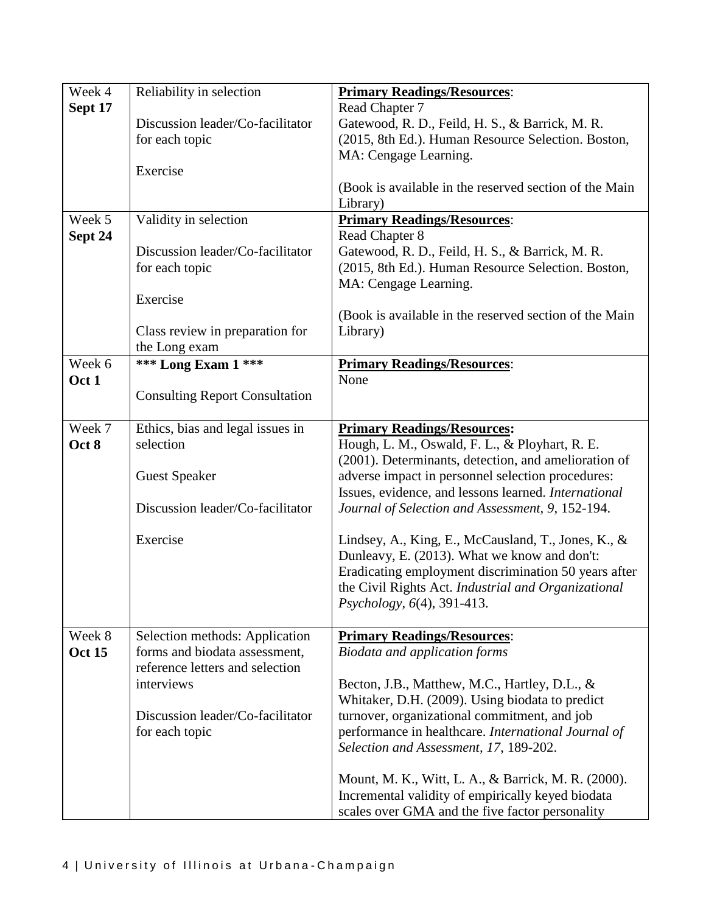| | | |
|---|---|---|
| Week 4 **Sept 17** | Reliability in selection<br><br>Discussion leader/Co-facilitator for each topic<br><br>Exercise | **Primary Readings/Resources**:<br>Read Chapter 7<br>Gatewood, R. D., Feild, H. S., & Barrick, M. R. (2015, 8th Ed.). Human Resource Selection. Boston, MA: Cengage Learning.<br><br>(Book is available in the reserved section of the Main Library) |
| Week 5 **Sept 24** | Validity in selection<br><br>Discussion leader/Co-facilitator for each topic<br><br>Exercise<br><br>Class review in preparation for the Long exam | **Primary Readings/Resources**:<br>Read Chapter 8<br>Gatewood, R. D., Feild, H. S., & Barrick, M. R. (2015, 8th Ed.). Human Resource Selection. Boston, MA: Cengage Learning.<br><br>(Book is available in the reserved section of the Main Library) |
| Week 6 **Oct 1** | **\*\*\* Long Exam 1 \*\*\***<br><br>Consulting Report Consultation | **Primary Readings/Resources**:<br>None |
| Week 7 **Oct 8** | Ethics, bias and legal issues in selection<br><br>Guest Speaker<br><br>Discussion leader/Co-facilitator<br><br>Exercise | **Primary Readings/Resources:**<br>Hough, L. M., Oswald, F. L., & Ployhart, R. E. (2001). Determinants, detection, and amelioration of adverse impact in personnel selection procedures: Issues, evidence, and lessons learned. *International Journal of Selection and Assessment, 9*, 152-194.<br><br>Lindsey, A., King, E., McCausland, T., Jones, K., & Dunleavy, E. (2013). What we know and don't: Eradicating employment discrimination 50 years after the Civil Rights Act. *Industrial and Organizational Psychology, 6*(4), 391-413. |
| Week 8 **Oct 15** | Selection methods: Application forms and biodata assessment, reference letters and selection interviews<br><br>Discussion leader/Co-facilitator for each topic | **Primary Readings/Resources**:<br>*Biodata and application forms*<br><br>Becton, J.B., Matthew, M.C., Hartley, D.L., & Whitaker, D.H. (2009). Using biodata to predict turnover, organizational commitment, and job performance in healthcare. *International Journal of Selection and Assessment, 17*, 189-202.<br><br>Mount, M. K., Witt, L. A., & Barrick, M. R. (2000). Incremental validity of empirically keyed biodata scales over GMA and the five factor personality |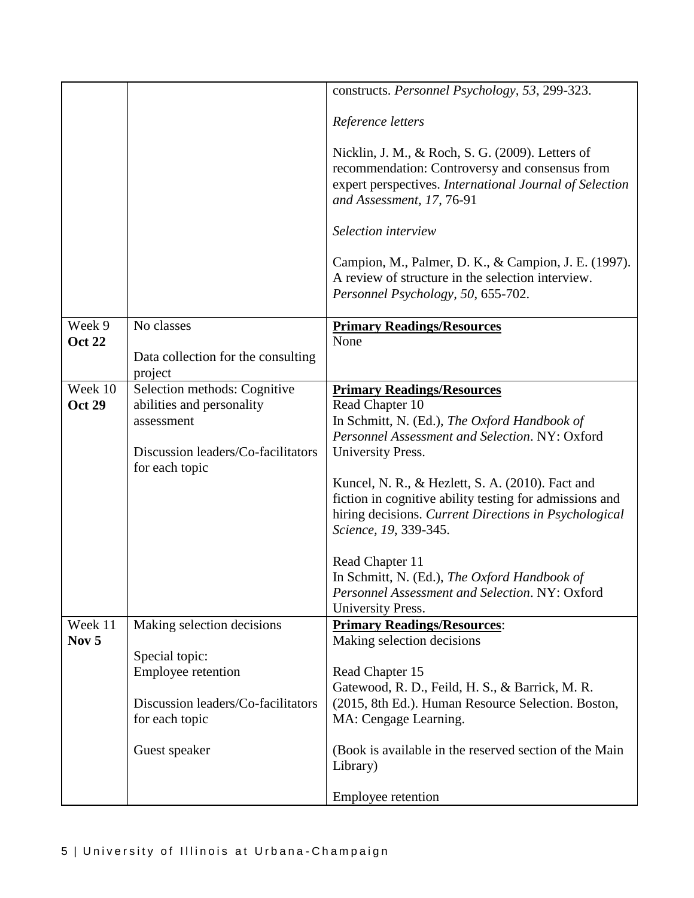| | | |
|---|---|---|
| | | constructs. *Personnel Psychology, 53*, 299-323.<br><br>*Reference letters*<br><br>Nicklin, J. M., & Roch, S. G. (2009). Letters of recommendation: Controversy and consensus from expert perspectives. *International Journal of Selection and Assessment, 17*, 76-91<br><br>*Selection interview*<br><br>Campion, M., Palmer, D. K., & Campion, J. E. (1997). A review of structure in the selection interview. *Personnel Psychology, 50*, 655-702. |
| Week 9<br>**Oct 22** | No classes<br><br>Data collection for the consulting project | **Primary Readings/Resources**<br>None |
| Week 10<br>**Oct 29** | Selection methods: Cognitive abilities and personality assessment<br><br>Discussion leaders/Co-facilitators for each topic | **Primary Readings/Resources**<br>Read Chapter 10<br>In Schmitt, N. (Ed.), *The Oxford Handbook of Personnel Assessment and Selection*. NY: Oxford University Press.<br><br>Kuncel, N. R., & Hezlett, S. A. (2010). Fact and fiction in cognitive ability testing for admissions and hiring decisions. *Current Directions in Psychological Science, 19*, 339-345.<br><br>Read Chapter 11<br>In Schmitt, N. (Ed.), *The Oxford Handbook of Personnel Assessment and Selection*. NY: Oxford University Press. |
| Week 11<br>**Nov 5** | Making selection decisions<br><br>Special topic:<br>Employee retention<br><br>Discussion leaders/Co-facilitators for each topic<br><br>Guest speaker | **Primary Readings/Resources**:<br>Making selection decisions<br><br>Read Chapter 15<br>Gatewood, R. D., Feild, H. S., & Barrick, M. R. (2015, 8th Ed.). Human Resource Selection. Boston, MA: Cengage Learning.<br><br>(Book is available in the reserved section of the Main Library)<br><br>Employee retention |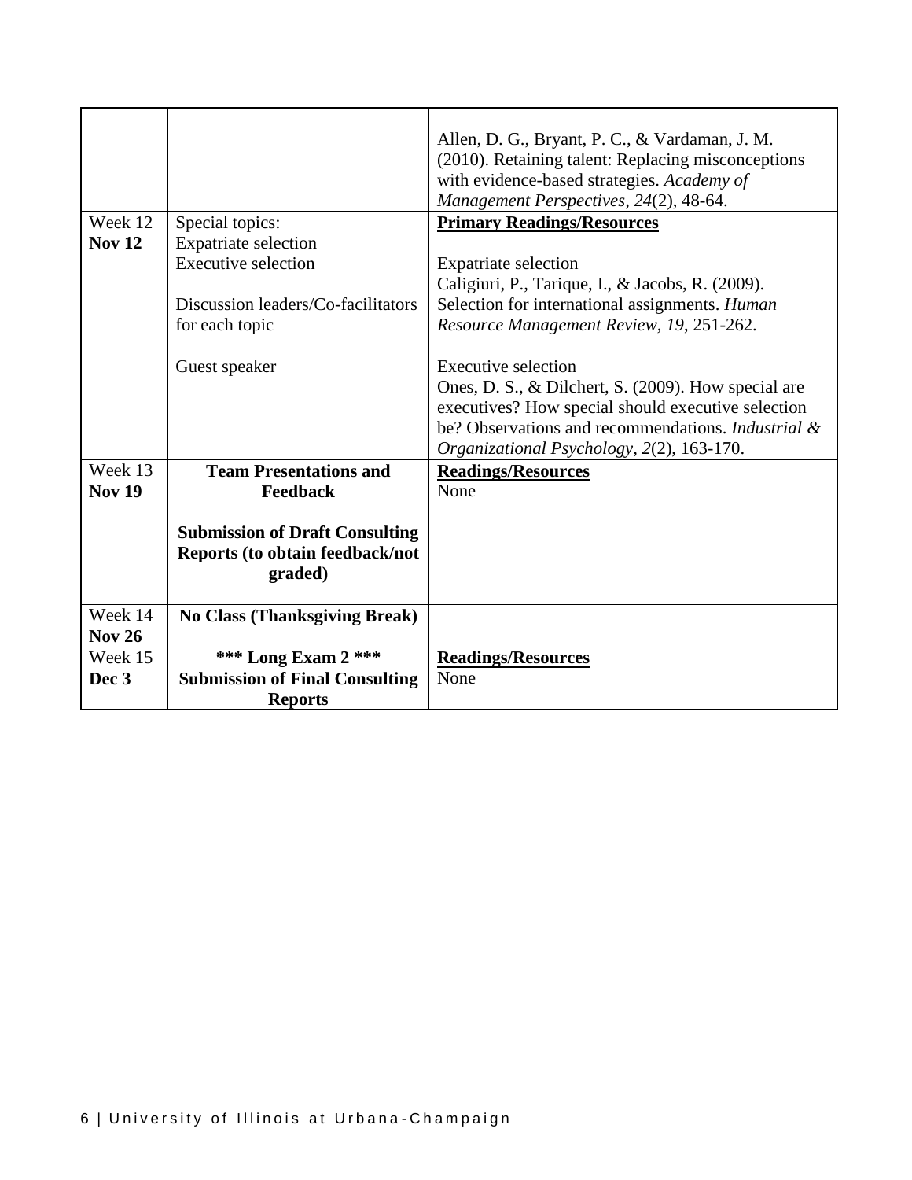| | | |
|---|---|---|
| | | Allen, D. G., Bryant, P. C., & Vardaman, J. M. (2010). Retaining talent: Replacing misconceptions with evidence-based strategies. *Academy of Management Perspectives, 24*(2), 48-64. |
| Week 12 **Nov 12** | Special topics:<br>Expatriate selection<br>Executive selection<br><br>Discussion leaders/Co-facilitators for each topic<br><br>Guest speaker | **<u>Primary Readings/Resources</u>**<br><br>Expatriate selection<br>Caligiuri, P., Tarique, I., & Jacobs, R. (2009). Selection for international assignments. *Human Resource Management Review, 19,* 251-262.<br><br>Executive selection<br>Ones, D. S., & Dilchert, S. (2009). How special are executives? How special should executive selection be? Observations and recommendations. *Industrial & Organizational Psychology, 2*(2), 163-170. |
| Week 13 **Nov 19** | **Team Presentations and Feedback**<br><br>**Submission of Draft Consulting Reports (to obtain feedback/not graded)** | **<u>Readings/Resources</u>**<br>None |
| Week 14 **Nov 26** | **No Class (Thanksgiving Break)** | |
| Week 15 **Dec 3** | **\*\*\* Long Exam 2 \*\*\***<br>**Submission of Final Consulting Reports** | **<u>Readings/Resources</u>**<br>None |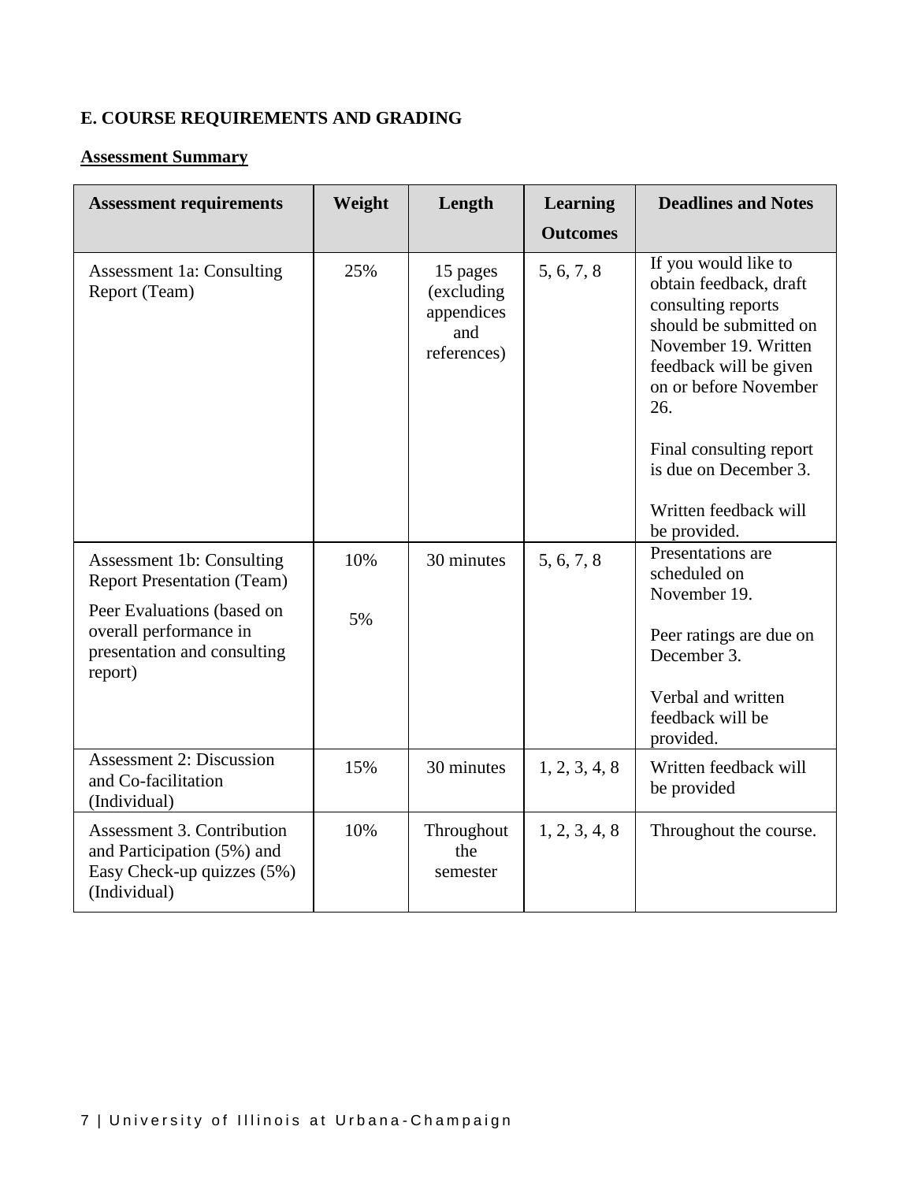## E. COURSE REQUIREMENTS AND GRADING

**Assessment Summary**

| Assessment requirements | Weight | Length | Learning Outcomes | Deadlines and Notes |
|---|---|---|---|---|
| Assessment 1a: Consulting Report (Team) | 25% | 15 pages (excluding appendices and references) | 5, 6, 7, 8 | If you would like to obtain feedback, draft consulting reports should be submitted on November 19. Written feedback will be given on or before November 26.<br><br>Final consulting report is due on December 3.<br><br>Written feedback will be provided. |
| Assessment 1b: Consulting Report Presentation (Team)<br><br>Peer Evaluations (based on overall performance in presentation and consulting report) | 10%<br><br>5% | 30 minutes | 5, 6, 7, 8 | Presentations are scheduled on November 19.<br><br>Peer ratings are due on December 3.<br><br>Verbal and written feedback will be provided. |
| Assessment 2: Discussion and Co-facilitation (Individual) | 15% | 30 minutes | 1, 2, 3, 4, 8 | Written feedback will be provided |
| Assessment 3. Contribution and Participation (5%) and Easy Check-up quizzes (5%) (Individual) | 10% | Throughout the semester | 1, 2, 3, 4, 8 | Throughout the course. |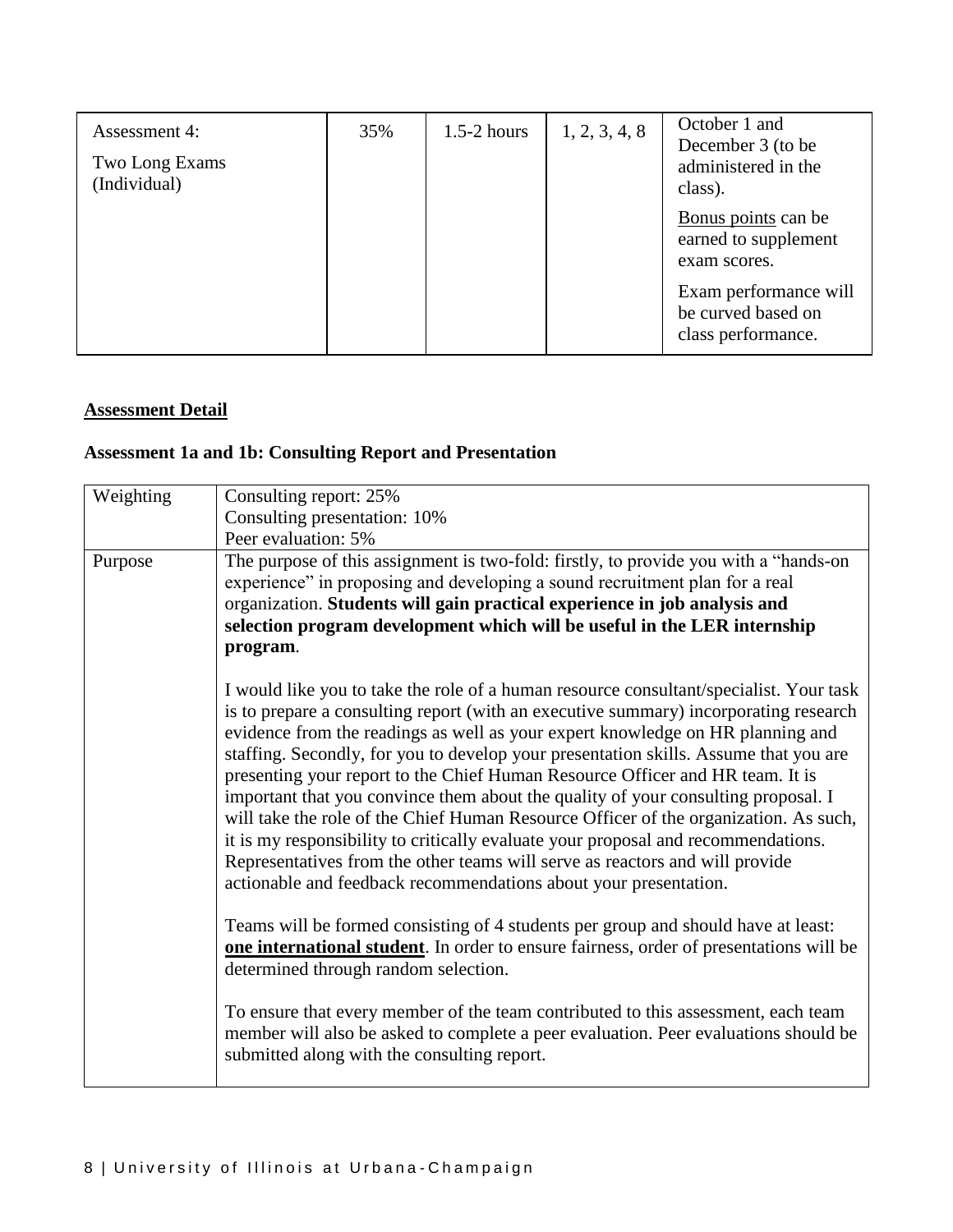| | | | | |
|---|---|---|---|---|
| Assessment 4:<br><br>Two Long Exams (Individual) | 35% | 1.5-2 hours | 1, 2, 3, 4, 8 | October 1 and December 3 (to be administered in the class).<br><br><u>Bonus points</u> can be earned to supplement exam scores.<br><br>Exam performance will be curved based on class performance. |

## <u>Assessment Detail</u>

### Assessment 1a and 1b: Consulting Report and Presentation

| | |
|---|---|
| Weighting | Consulting report: 25%<br>Consulting presentation: 10%<br>Peer evaluation: 5% |
| Purpose | The purpose of this assignment is two-fold: firstly, to provide you with a "hands-on experience" in proposing and developing a sound recruitment plan for a real organization. **Students will gain practical experience in job analysis and selection program development which will be useful in the LER internship program**.<br><br>I would like you to take the role of a human resource consultant/specialist. Your task is to prepare a consulting report (with an executive summary) incorporating research evidence from the readings as well as your expert knowledge on HR planning and staffing. Secondly, for you to develop your presentation skills. Assume that you are presenting your report to the Chief Human Resource Officer and HR team. It is important that you convince them about the quality of your consulting proposal. I will take the role of the Chief Human Resource Officer of the organization. As such, it is my responsibility to critically evaluate your proposal and recommendations. Representatives from the other teams will serve as reactors and will provide actionable and feedback recommendations about your presentation.<br><br>Teams will be formed consisting of 4 students per group and should have at least: **<u>one international student</u>**. In order to ensure fairness, order of presentations will be determined through random selection.<br><br>To ensure that every member of the team contributed to this assessment, each team member will also be asked to complete a peer evaluation. Peer evaluations should be submitted along with the consulting report. |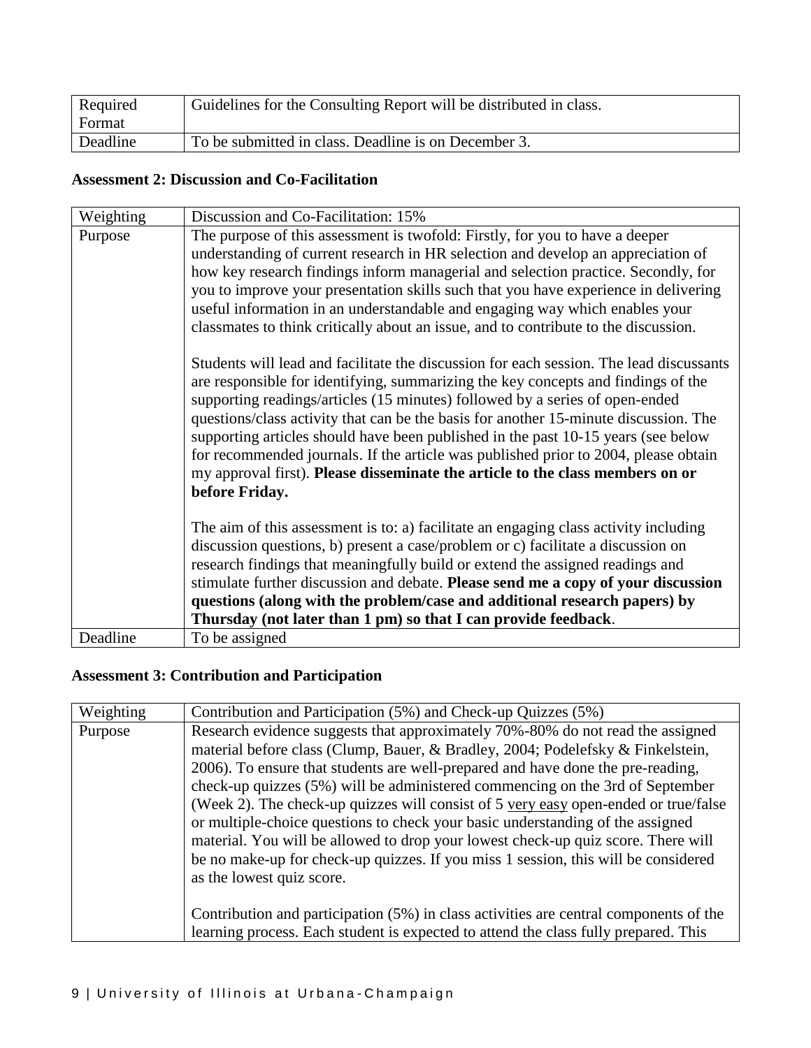| Required Format | Guidelines for the Consulting Report will be distributed in class. |
|---|---|
| Deadline | To be submitted in class. Deadline is on December 3. |

**Assessment 2: Discussion and Co-Facilitation**

| Weighting | Discussion and Co-Facilitation: 15% |
|---|---|
| Purpose | The purpose of this assessment is twofold: Firstly, for you to have a deeper understanding of current research in HR selection and develop an appreciation of how key research findings inform managerial and selection practice. Secondly, for you to improve your presentation skills such that you have experience in delivering useful information in an understandable and engaging way which enables your classmates to think critically about an issue, and to contribute to the discussion.<br><br>Students will lead and facilitate the discussion for each session. The lead discussants are responsible for identifying, summarizing the key concepts and findings of the supporting readings/articles (15 minutes) followed by a series of open-ended questions/class activity that can be the basis for another 15-minute discussion. The supporting articles should have been published in the past 10-15 years (see below for recommended journals. If the article was published prior to 2004, please obtain my approval first). **Please disseminate the article to the class members on or before Friday.**<br><br>The aim of this assessment is to: a) facilitate an engaging class activity including discussion questions, b) present a case/problem or c) facilitate a discussion on research findings that meaningfully build or extend the assigned readings and stimulate further discussion and debate. **Please send me a copy of your discussion questions (along with the problem/case and additional research papers) by Thursday (not later than 1 pm) so that I can provide feedback**. |
| Deadline | To be assigned |

**Assessment 3: Contribution and Participation**

| Weighting | Contribution and Participation (5%) and Check-up Quizzes (5%) |
|---|---|
| Purpose | Research evidence suggests that approximately 70%-80% do not read the assigned material before class (Clump, Bauer, & Bradley, 2004; Podelefsky & Finkelstein, 2006). To ensure that students are well-prepared and have done the pre-reading, check-up quizzes (5%) will be administered commencing on the 3rd of September (Week 2). The check-up quizzes will consist of 5 <u>very easy</u> open-ended or true/false or multiple-choice questions to check your basic understanding of the assigned material. You will be allowed to drop your lowest check-up quiz score. There will be no make-up for check-up quizzes. If you miss 1 session, this will be considered as the lowest quiz score.<br><br>Contribution and participation (5%) in class activities are central components of the learning process. Each student is expected to attend the class fully prepared. This |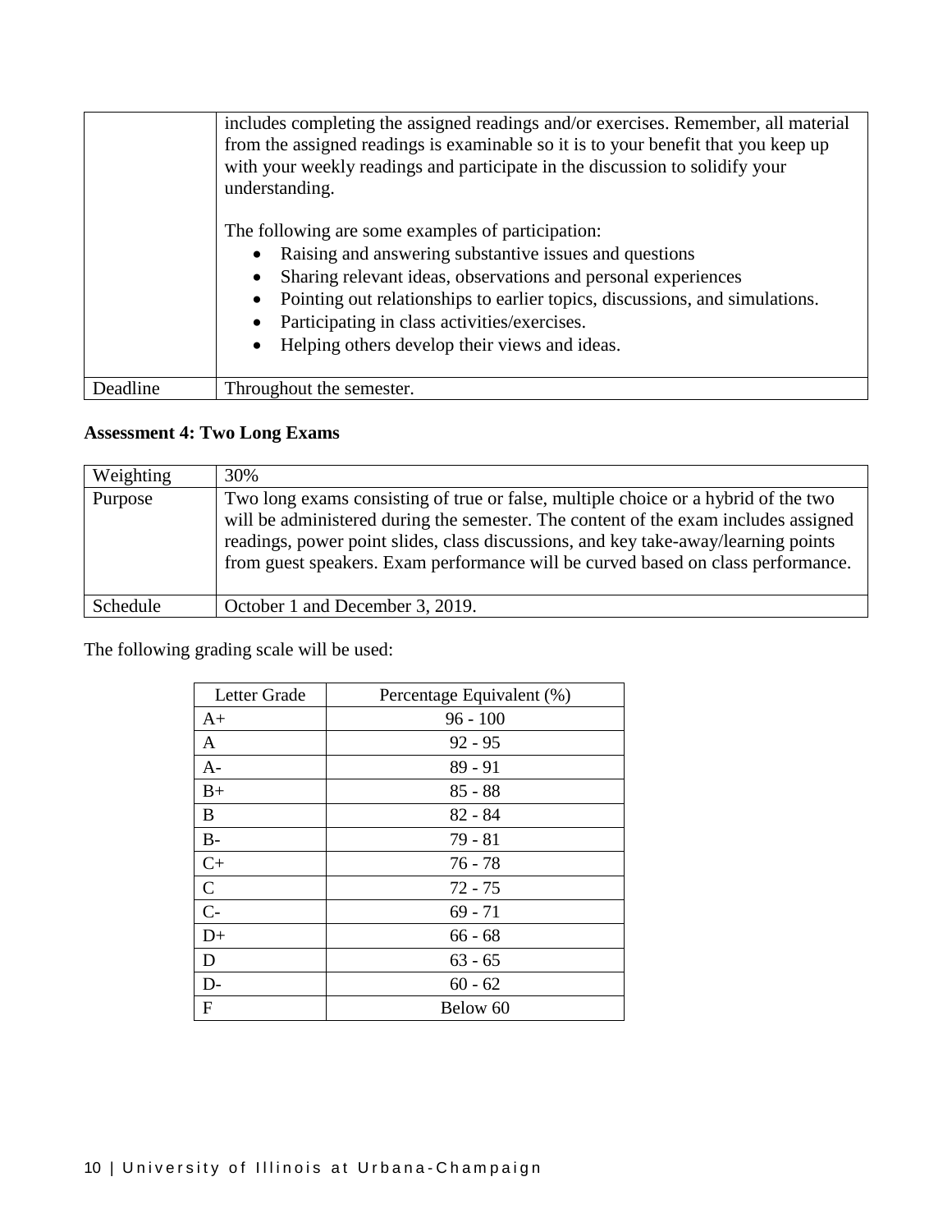| | |
|---|---|
| | includes completing the assigned readings and/or exercises. Remember, all material from the assigned readings is examinable so it is to your benefit that you keep up with your weekly readings and participate in the discussion to solidify your understanding.<br><br>The following are some examples of participation:<br>• Raising and answering substantive issues and questions<br>• Sharing relevant ideas, observations and personal experiences<br>• Pointing out relationships to earlier topics, discussions, and simulations.<br>• Participating in class activities/exercises.<br>• Helping others develop their views and ideas. |
| Deadline | Throughout the semester. |

**Assessment 4: Two Long Exams**

| | |
|---|---|
| Weighting | 30% |
| Purpose | Two long exams consisting of true or false, multiple choice or a hybrid of the two will be administered during the semester. The content of the exam includes assigned readings, power point slides, class discussions, and key take-away/learning points from guest speakers. Exam performance will be curved based on class performance. |
| Schedule | October 1 and December 3, 2019. |

The following grading scale will be used:

| Letter Grade | Percentage Equivalent (%) |
|---|---|
| A+ | 96 - 100 |
| A | 92 - 95 |
| A- | 89 - 91 |
| B+ | 85 - 88 |
| B | 82 - 84 |
| B- | 79 - 81 |
| C+ | 76 - 78 |
| C | 72 - 75 |
| C- | 69 - 71 |
| D+ | 66 - 68 |
| D | 63 - 65 |
| D- | 60 - 62 |
| F | Below 60 |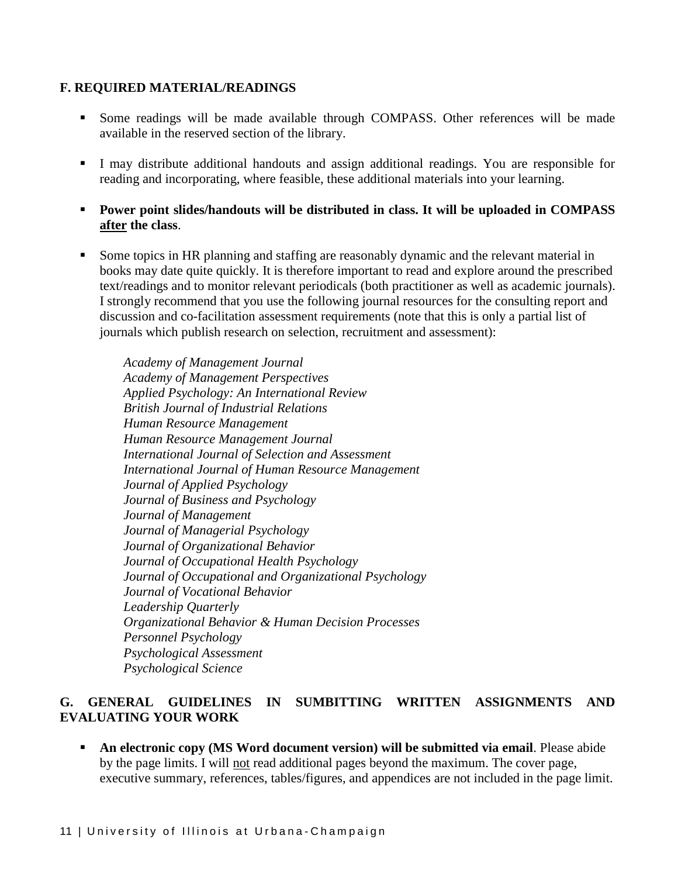## F. REQUIRED MATERIAL/READINGS

- Some readings will be made available through COMPASS. Other references will be made available in the reserved section of the library.
- I may distribute additional handouts and assign additional readings. You are responsible for reading and incorporating, where feasible, these additional materials into your learning.
- **Power point slides/handouts will be distributed in class. It will be uploaded in COMPASS <u>after</u> the class**.
- Some topics in HR planning and staffing are reasonably dynamic and the relevant material in books may date quite quickly. It is therefore important to read and explore around the prescribed text/readings and to monitor relevant periodicals (both practitioner as well as academic journals). I strongly recommend that you use the following journal resources for the consulting report and discussion and co-facilitation assessment requirements (note that this is only a partial list of journals which publish research on selection, recruitment and assessment):

  *Academy of Management Journal*
  *Academy of Management Perspectives*
  *Applied Psychology: An International Review*
  *British Journal of Industrial Relations*
  *Human Resource Management*
  *Human Resource Management Journal*
  *International Journal of Selection and Assessment*
  *International Journal of Human Resource Management*
  *Journal of Applied Psychology*
  *Journal of Business and Psychology*
  *Journal of Management*
  *Journal of Managerial Psychology*
  *Journal of Organizational Behavior*
  *Journal of Occupational Health Psychology*
  *Journal of Occupational and Organizational Psychology*
  *Journal of Vocational Behavior*
  *Leadership Quarterly*
  *Organizational Behavior & Human Decision Processes*
  *Personnel Psychology*
  *Psychological Assessment*
  *Psychological Science*

## G. GENERAL GUIDELINES IN SUMBITTING WRITTEN ASSIGNMENTS AND EVALUATING YOUR WORK

- **An electronic copy (MS Word document version) will be submitted via email**. Please abide by the page limits. I will <u>not</u> read additional pages beyond the maximum. The cover page, executive summary, references, tables/figures, and appendices are not included in the page limit.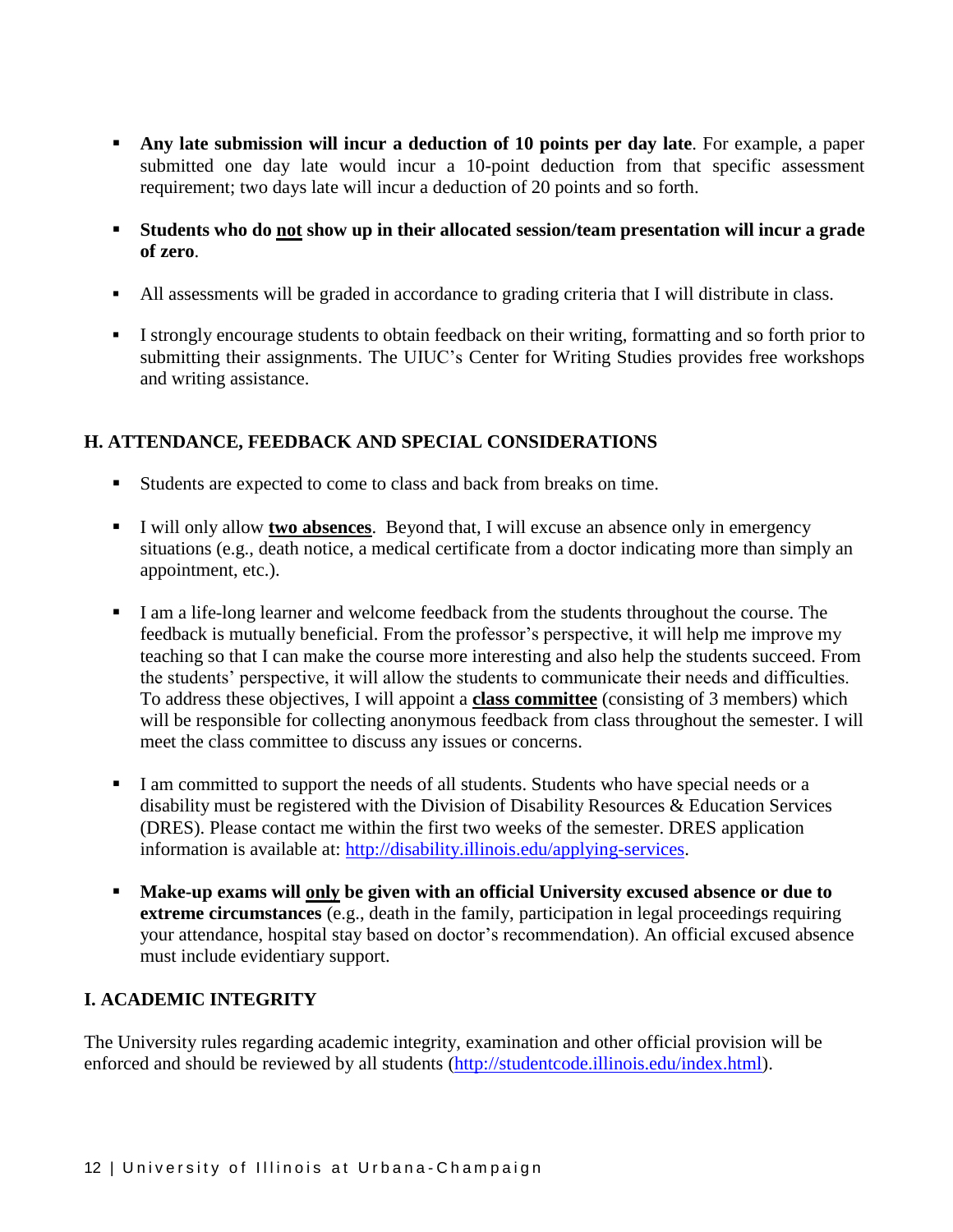- **Any late submission will incur a deduction of 10 points per day late**. For example, a paper submitted one day late would incur a 10-point deduction from that specific assessment requirement; two days late will incur a deduction of 20 points and so forth.
- **Students who do <u>not</u> show up in their allocated session/team presentation will incur a grade of zero**.
- All assessments will be graded in accordance to grading criteria that I will distribute in class.
- I strongly encourage students to obtain feedback on their writing, formatting and so forth prior to submitting their assignments. The UIUC's Center for Writing Studies provides free workshops and writing assistance.

## H. ATTENDANCE, FEEDBACK AND SPECIAL CONSIDERATIONS

- Students are expected to come to class and back from breaks on time.
- I will only allow **<u>two absences</u>**. Beyond that, I will excuse an absence only in emergency situations (e.g., death notice, a medical certificate from a doctor indicating more than simply an appointment, etc.).
- I am a life-long learner and welcome feedback from the students throughout the course. The feedback is mutually beneficial. From the professor's perspective, it will help me improve my teaching so that I can make the course more interesting and also help the students succeed. From the students' perspective, it will allow the students to communicate their needs and difficulties. To address these objectives, I will appoint a **<u>class committee</u>** (consisting of 3 members) which will be responsible for collecting anonymous feedback from class throughout the semester. I will meet the class committee to discuss any issues or concerns.
- I am committed to support the needs of all students. Students who have special needs or a disability must be registered with the Division of Disability Resources & Education Services (DRES). Please contact me within the first two weeks of the semester. DRES application information is available at: http://disability.illinois.edu/applying-services.
- **Make-up exams will <u>only</u> be given with an official University excused absence or due to extreme circumstances** (e.g., death in the family, participation in legal proceedings requiring your attendance, hospital stay based on doctor's recommendation). An official excused absence must include evidentiary support.

## I. ACADEMIC INTEGRITY

The University rules regarding academic integrity, examination and other official provision will be enforced and should be reviewed by all students (http://studentcode.illinois.edu/index.html).